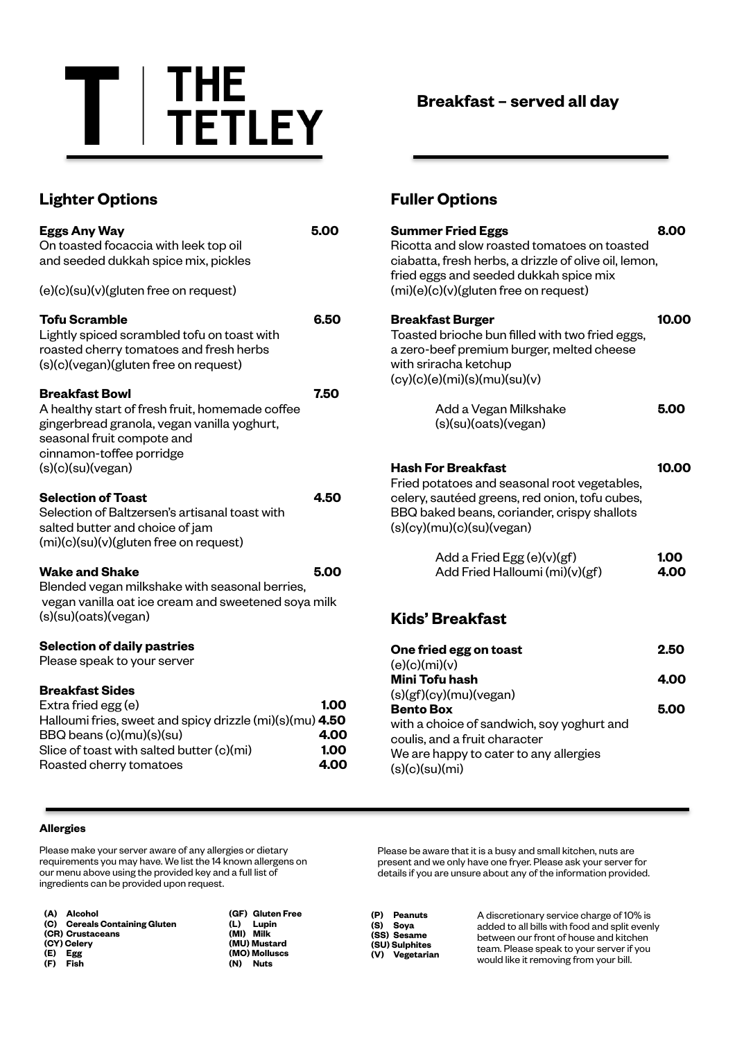# THE TETLEY

**Breakfast – served all day**

## Lighter Options

**Eggs Any Way** **5.00**
On toasted focaccia with leek top oil
and seeded dukkah spice mix, pickles

(e)(c)(su)(v)(gluten free on request)

**Tofu Scramble** **6.50**
Lightly spiced scrambled tofu on toast with
roasted cherry tomatoes and fresh herbs
(s)(c)(vegan)(gluten free on request)

**Breakfast Bowl** **7.50**
A healthy start of fresh fruit, homemade coffee
gingerbread granola, vegan vanilla yoghurt,
seasonal fruit compote and
cinnamon-toffee porridge
(s)(c)(su)(vegan)

**Selection of Toast** **4.50**
Selection of Baltzersen's artisanal toast with
salted butter and choice of jam
(mi)(c)(su)(v)(gluten free on request)

**Wake and Shake** **5.00**
Blended vegan milkshake with seasonal berries,
vegan vanilla oat ice cream and sweetened soya milk
(s)(su)(oats)(vegan)

**Selection of daily pastries**
Please speak to your server

**Breakfast Sides**

| | |
|---|---|
| Extra fried egg (e) | **1.00** |
| Halloumi fries, sweet and spicy drizzle (mi)(s)(mu) | **4.50** |
| BBQ beans (c)(mu)(s)(su) | **4.00** |
| Slice of toast with salted butter (c)(mi) | **1.00** |
| Roasted cherry tomatoes | **4.00** |

## Fuller Options

**Summer Fried Eggs** **8.00**
Ricotta and slow roasted tomatoes on toasted
ciabatta, fresh herbs, a drizzle of olive oil, lemon,
fried eggs and seeded dukkah spice mix
(mi)(e)(c)(v)(gluten free on request)

**Breakfast Burger** **10.00**
Toasted brioche bun filled with two fried eggs,
a zero-beef premium burger, melted cheese
with sriracha ketchup
(cy)(c)(e)(mi)(s)(mu)(su)(v)

Add a Vegan Milkshake **5.00**
(s)(su)(oats)(vegan)

**Hash For Breakfast** **10.00**
Fried potatoes and seasonal root vegetables,
celery, sautéed greens, red onion, tofu cubes,
BBQ baked beans, coriander, crispy shallots
(s)(cy)(mu)(c)(su)(vegan)

| | |
|---|---|
| Add a Fried Egg (e)(v)(gf) | **1.00** |
| Add Fried Halloumi (mi)(v)(gf) | **4.00** |

## Kids' Breakfast

**One fried egg on toast** **2.50**
(e)(c)(mi)(v)

**Mini Tofu hash** **4.00**
(s)(gf)(cy)(mu)(vegan)

**Bento Box** **5.00**
with a choice of sandwich, soy yoghurt and
coulis, and a fruit character
We are happy to cater to any allergies
(s)(c)(su)(mi)

---

#### Allergies

Please make your server aware of any allergies or dietary requirements you may have. We list the 14 known allergens on our menu above using the provided key and a full list of ingredients can be provided upon request.

Please be aware that it is a busy and small kitchen, nuts are present and we only have one fryer. Please ask your server for details if you are unsure about any of the information provided.

**(A)** Alcohol
**(C)** Cereals Containing Gluten
**(CR)** Crustaceans
**(CY)** Celery
**(E)** Egg
**(F)** Fish
**(GF)** Gluten Free
**(L)** Lupin
**(MI)** Milk
**(MU)** Mustard
**(MO)** Molluscs
**(N)** Nuts
**(P)** Peanuts
**(S)** Soya
**(SS)** Sesame
**(SU)** Sulphites
**(V)** Vegetarian

A discretionary service charge of 10% is added to all bills with food and split evenly between our front of house and kitchen team. Please speak to your server if you would like it removing from your bill.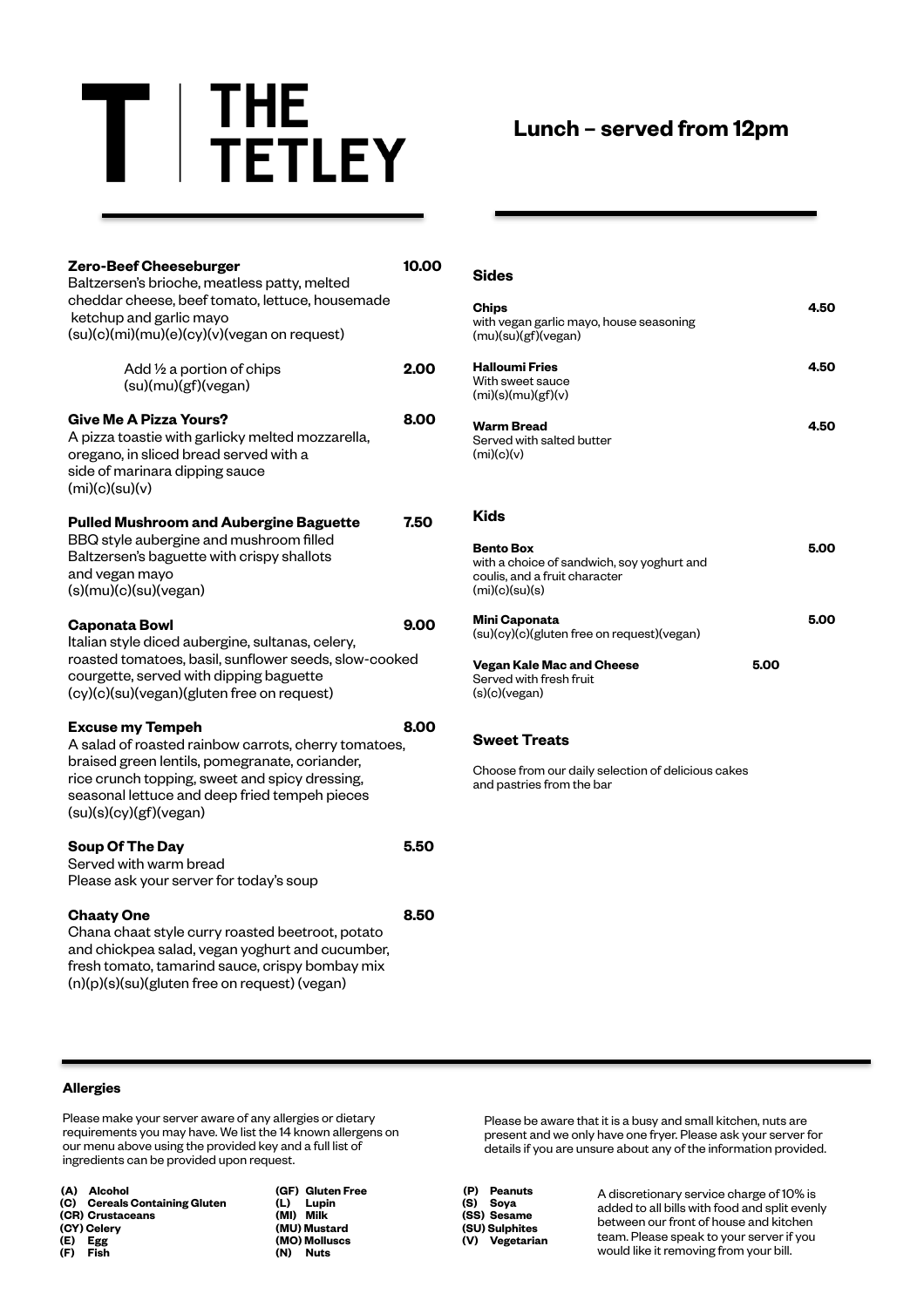# THE TETLEY

## Lunch – served from 12pm

**Zero-Beef Cheeseburger** **10.00**
Baltzersen's brioche, meatless patty, melted cheddar cheese, beef tomato, lettuce, housemade ketchup and garlic mayo
(su)(c)(mi)(mu)(e)(cy)(v)(vegan on request)

Add ½ a portion of chips **2.00**
(su)(mu)(gf)(vegan)

**Give Me A Pizza Yours?** **8.00**
A pizza toastie with garlicky melted mozzarella, oregano, in sliced bread served with a side of marinara dipping sauce
(mi)(c)(su)(v)

**Pulled Mushroom and Aubergine Baguette** **7.50**
BBQ style aubergine and mushroom filled Baltzersen's baguette with crispy shallots and vegan mayo
(s)(mu)(c)(su)(vegan)

**Caponata Bowl** **9.00**
Italian style diced aubergine, sultanas, celery, roasted tomatoes, basil, sunflower seeds, slow-cooked courgette, served with dipping baguette
(cy)(c)(su)(vegan)(gluten free on request)

**Excuse my Tempeh** **8.00**
A salad of roasted rainbow carrots, cherry tomatoes, braised green lentils, pomegranate, coriander, rice crunch topping, sweet and spicy dressing, seasonal lettuce and deep fried tempeh pieces
(su)(s)(cy)(gf)(vegan)

**Soup Of The Day** **5.50**
Served with warm bread
Please ask your server for today's soup

**Chaaty One** **8.50**
Chana chaat style curry roasted beetroot, potato and chickpea salad, vegan yoghurt and cucumber, fresh tomato, tamarind sauce, crispy bombay mix
(n)(p)(s)(su)(gluten free on request) (vegan)

### Sides

**Chips** **4.50**
with vegan garlic mayo, house seasoning
(mu)(su)(gf)(vegan)

**Halloumi Fries** **4.50**
With sweet sauce
(mi)(s)(mu)(gf)(v)

**Warm Bread** **4.50**
Served with salted butter
(mi)(c)(v)

### Kids

**Bento Box** **5.00**
with a choice of sandwich, soy yoghurt and coulis, and a fruit character
(mi)(c)(su)(s)

**Mini Caponata** **5.00**
(su)(cy)(c)(gluten free on request)(vegan)

**Vegan Kale Mac and Cheese** **5.00**
Served with fresh fruit
(s)(c)(vegan)

### Sweet Treats

Choose from our daily selection of delicious cakes and pastries from the bar

### Allergies

Please make your server aware of any allergies or dietary requirements you may have. We list the 14 known allergens on our menu above using the provided key and a full list of ingredients can be provided upon request.

Please be aware that it is a busy and small kitchen, nuts are present and we only have one fryer. Please ask your server for details if you are unsure about any of the information provided.

- **(A)** Alcohol
- **(C)** Cereals Containing Gluten
- **(CR)** Crustaceans
- **(CY)** Celery
- **(E)** Egg
- **(F)** Fish
- **(GF)** Gluten Free
- **(L)** Lupin
- **(MI)** Milk
- **(MU)** Mustard
- **(MO)** Molluscs
- **(N)** Nuts
- **(P)** Peanuts
- **(S)** Soya
- **(SS)** Sesame
- **(SU)** Sulphites
- **(V)** Vegetarian

A discretionary service charge of 10% is added to all bills with food and split evenly between our front of house and kitchen team. Please speak to your server if you would like it removing from your bill.